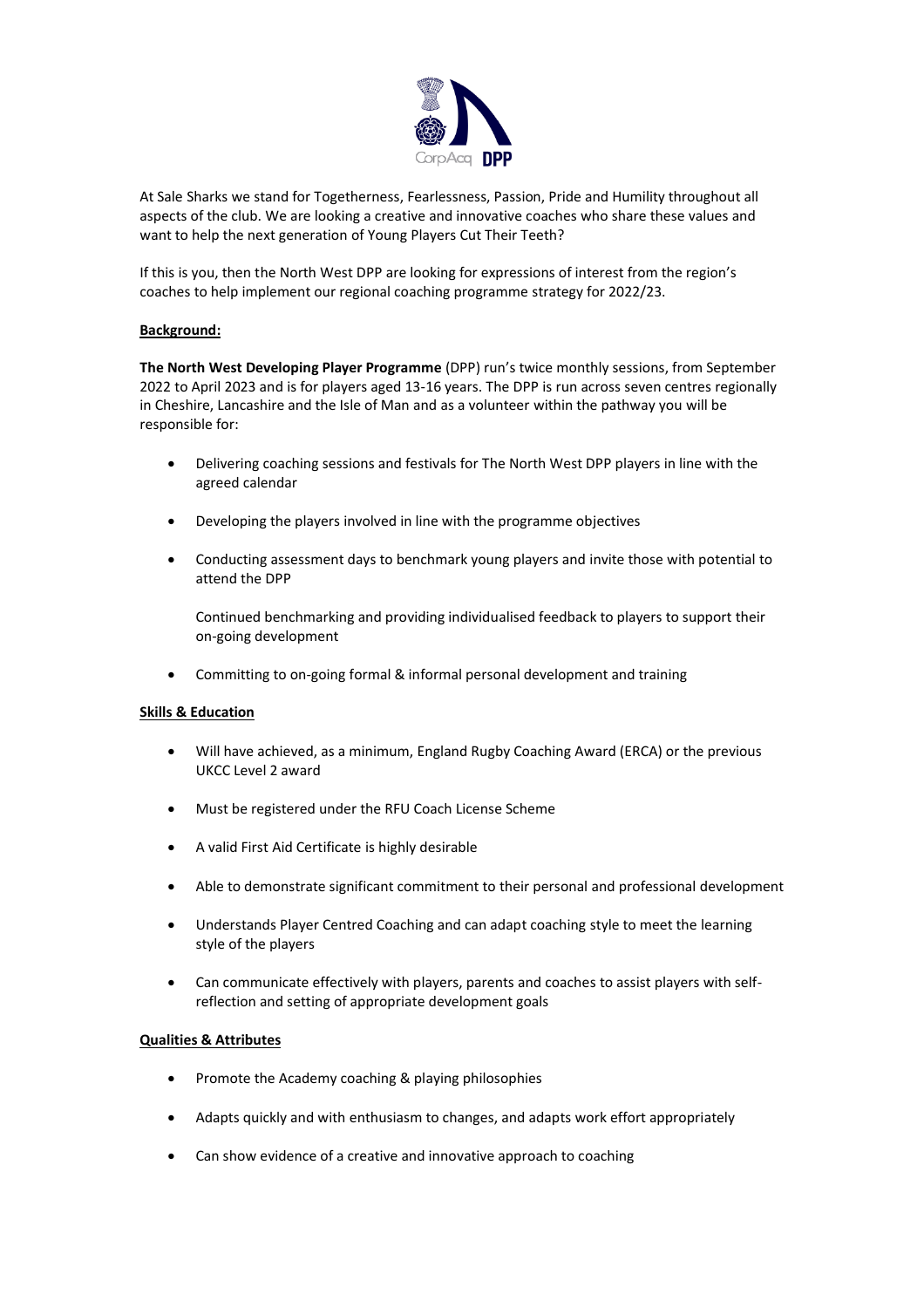At Sale Sharks we stand for Togetherness, Fearlessness, Passion, Pride and Humility throughout all aspects of the club. We are looking a creative and innovative coaches who share these values and want to help the next generation of Young Players Cut Their Teeth?

If this is you, then the North West DPP are looking for expressions of interest from the region's coaches to help implement our regional coaching programme strategy for 2022/23.

**Background:**

**The North West Developing Player Programme** (DPP) run's twice monthly sessions, from September 2022 to April 2023 and is for players aged 13-16 years. The DPP is run across seven centres regionally in Cheshire, Lancashire and the Isle of Man and as a volunteer within the pathway you will be responsible for:

- Delivering coaching sessions and festivals for The North West DPP players in line with the agreed calendar
- Developing the players involved in line with the programme objectives
- Conducting assessment days to benchmark young players and invite those with potential to attend the DPP

  Continued benchmarking and providing individualised feedback to players to support their on-going development
- Committing to on-going formal & informal personal development and training

**Skills & Education**

- Will have achieved, as a minimum, England Rugby Coaching Award (ERCA) or the previous UKCC Level 2 award
- Must be registered under the RFU Coach License Scheme
- A valid First Aid Certificate is highly desirable
- Able to demonstrate significant commitment to their personal and professional development
- Understands Player Centred Coaching and can adapt coaching style to meet the learning style of the players
- Can communicate effectively with players, parents and coaches to assist players with self-reflection and setting of appropriate development goals

**Qualities & Attributes**

- Promote the Academy coaching & playing philosophies
- Adapts quickly and with enthusiasm to changes, and adapts work effort appropriately
- Can show evidence of a creative and innovative approach to coaching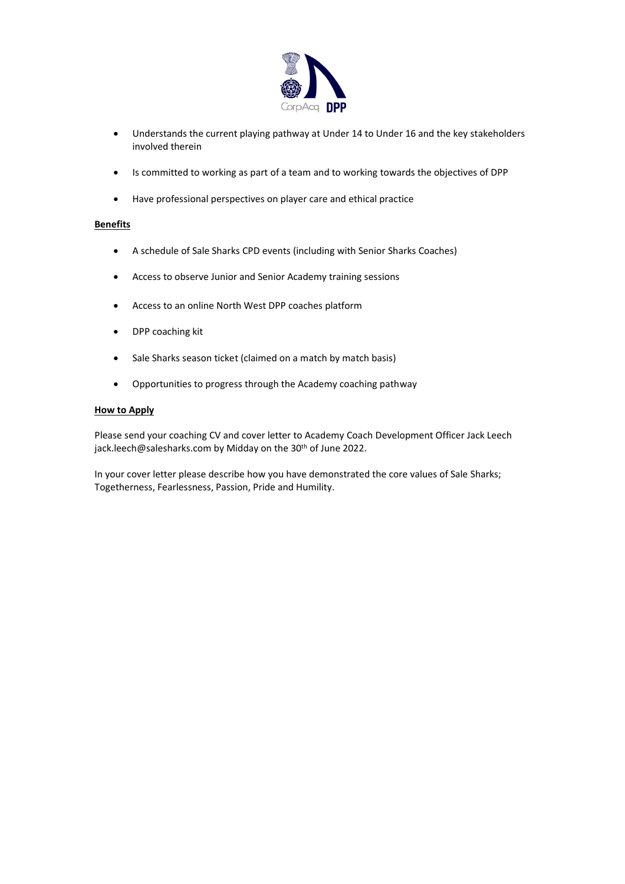- Understands the current playing pathway at Under 14 to Under 16 and the key stakeholders involved therein
- Is committed to working as part of a team and to working towards the objectives of DPP
- Have professional perspectives on player care and ethical practice

**Benefits**

- A schedule of Sale Sharks CPD events (including with Senior Sharks Coaches)
- Access to observe Junior and Senior Academy training sessions
- Access to an online North West DPP coaches platform
- DPP coaching kit
- Sale Sharks season ticket (claimed on a match by match basis)
- Opportunities to progress through the Academy coaching pathway

**How to Apply**

Please send your coaching CV and cover letter to Academy Coach Development Officer Jack Leech jack.leech@salesharks.com by Midday on the 30th of June 2022.

In your cover letter please describe how you have demonstrated the core values of Sale Sharks; Togetherness, Fearlessness, Passion, Pride and Humility.